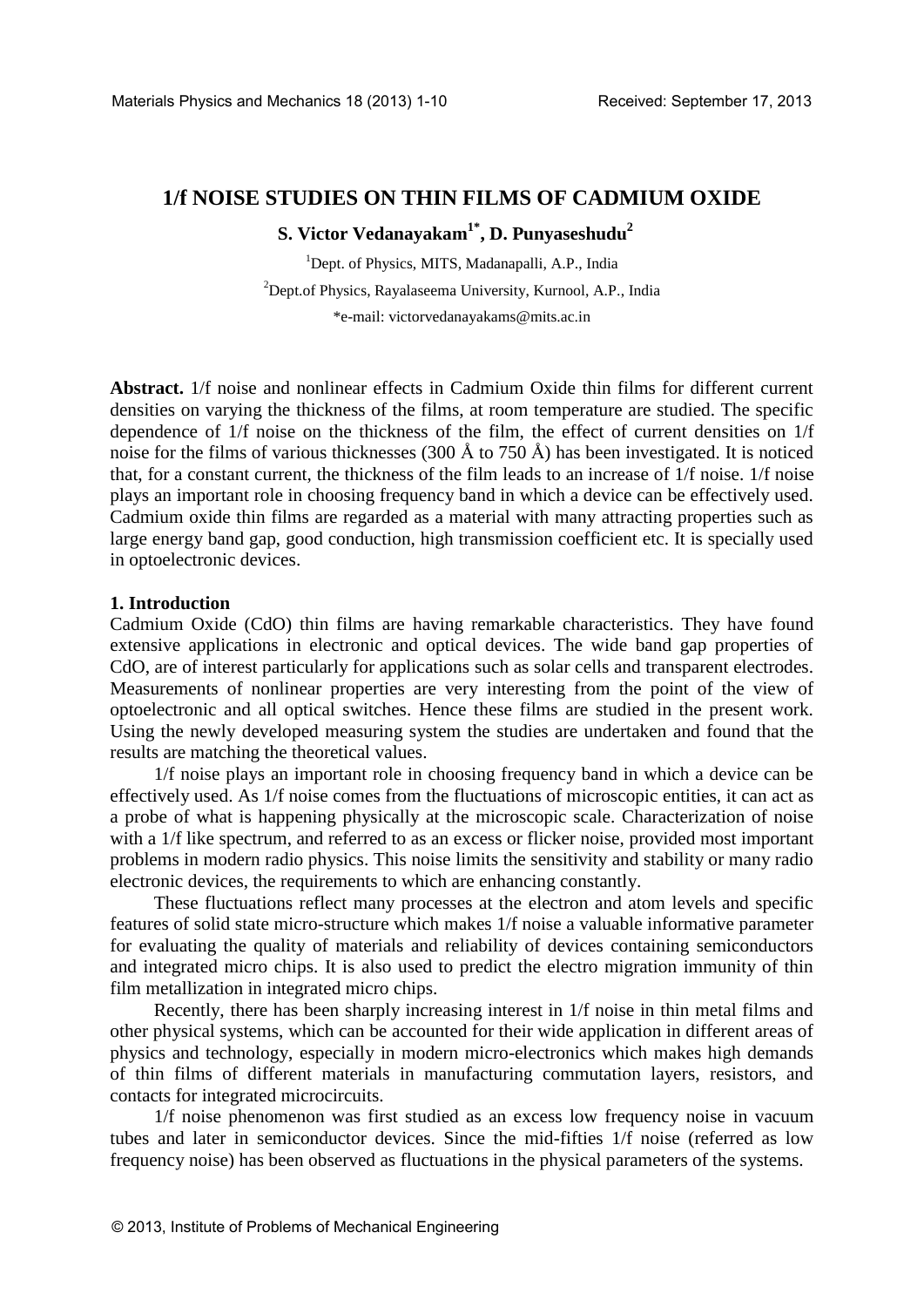# 1/f NOISE STUDIES ON THIN FILMS OF CADMIUM OXIDE

**S. Victor Vedanayakam[1*], D. Punyaseshudu[2]**

[1]Dept. of Physics, MITS, Madanapalli, A.P., India

[2]Dept.of Physics, Rayalaseema University, Kurnool, A.P., India

*e-mail: victorvedanayakams@mits.ac.in

**Abstract.** 1/f noise and nonlinear effects in Cadmium Oxide thin films for different current densities on varying the thickness of the films, at room temperature are studied. The specific dependence of 1/f noise on the thickness of the film, the effect of current densities on 1/f noise for the films of various thicknesses (300 Å to 750 Å) has been investigated. It is noticed that, for a constant current, the thickness of the film leads to an increase of 1/f noise. 1/f noise plays an important role in choosing frequency band in which a device can be effectively used. Cadmium oxide thin films are regarded as a material with many attracting properties such as large energy band gap, good conduction, high transmission coefficient etc. It is specially used in optoelectronic devices.

## 1. Introduction

Cadmium Oxide (CdO) thin films are having remarkable characteristics. They have found extensive applications in electronic and optical devices. The wide band gap properties of CdO, are of interest particularly for applications such as solar cells and transparent electrodes. Measurements of nonlinear properties are very interesting from the point of the view of optoelectronic and all optical switches. Hence these films are studied in the present work. Using the newly developed measuring system the studies are undertaken and found that the results are matching the theoretical values.

1/f noise plays an important role in choosing frequency band in which a device can be effectively used. As 1/f noise comes from the fluctuations of microscopic entities, it can act as a probe of what is happening physically at the microscopic scale. Characterization of noise with a 1/f like spectrum, and referred to as an excess or flicker noise, provided most important problems in modern radio physics. This noise limits the sensitivity and stability or many radio electronic devices, the requirements to which are enhancing constantly.

These fluctuations reflect many processes at the electron and atom levels and specific features of solid state micro-structure which makes 1/f noise a valuable informative parameter for evaluating the quality of materials and reliability of devices containing semiconductors and integrated micro chips. It is also used to predict the electro migration immunity of thin film metallization in integrated micro chips.

Recently, there has been sharply increasing interest in 1/f noise in thin metal films and other physical systems, which can be accounted for their wide application in different areas of physics and technology, especially in modern micro-electronics which makes high demands of thin films of different materials in manufacturing commutation layers, resistors, and contacts for integrated microcircuits.

1/f noise phenomenon was first studied as an excess low frequency noise in vacuum tubes and later in semiconductor devices. Since the mid-fifties 1/f noise (referred as low frequency noise) has been observed as fluctuations in the physical parameters of the systems.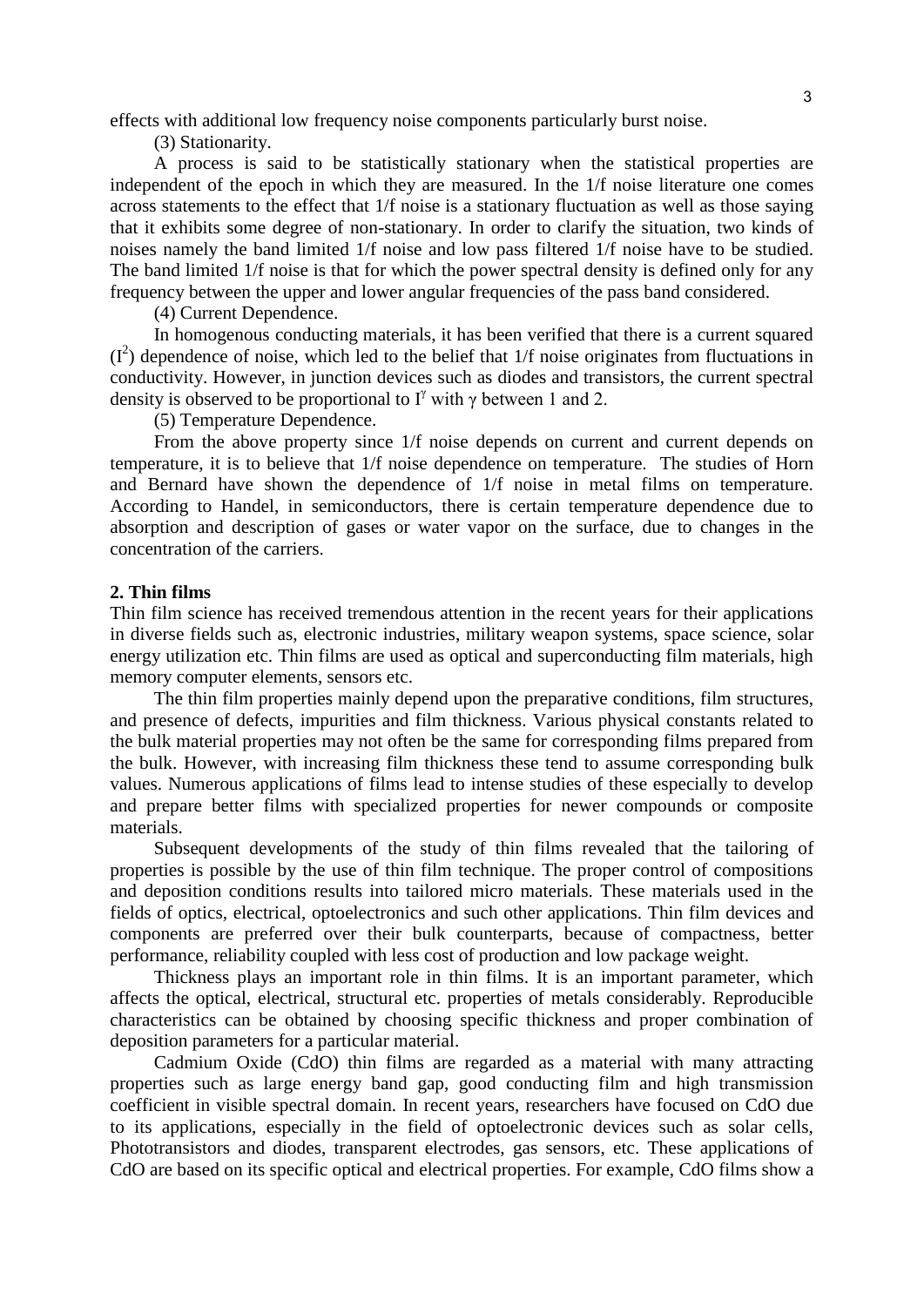effects with additional low frequency noise components particularly burst noise.

(3) Stationarity.

A process is said to be statistically stationary when the statistical properties are independent of the epoch in which they are measured. In the 1/f noise literature one comes across statements to the effect that 1/f noise is a stationary fluctuation as well as those saying that it exhibits some degree of non-stationary. In order to clarify the situation, two kinds of noises namely the band limited 1/f noise and low pass filtered 1/f noise have to be studied. The band limited 1/f noise is that for which the power spectral density is defined only for any frequency between the upper and lower angular frequencies of the pass band considered.

(4) Current Dependence.

In homogenous conducting materials, it has been verified that there is a current squared ($I^2$) dependence of noise, which led to the belief that 1/f noise originates from fluctuations in conductivity. However, in junction devices such as diodes and transistors, the current spectral density is observed to be proportional to $I^\gamma$ with $\gamma$ between 1 and 2.

(5) Temperature Dependence.

From the above property since 1/f noise depends on current and current depends on temperature, it is to believe that 1/f noise dependence on temperature. The studies of Horn and Bernard have shown the dependence of 1/f noise in metal films on temperature. According to Handel, in semiconductors, there is certain temperature dependence due to absorption and description of gases or water vapor on the surface, due to changes in the concentration of the carriers.

## 2. Thin films

Thin film science has received tremendous attention in the recent years for their applications in diverse fields such as, electronic industries, military weapon systems, space science, solar energy utilization etc. Thin films are used as optical and superconducting film materials, high memory computer elements, sensors etc.

The thin film properties mainly depend upon the preparative conditions, film structures, and presence of defects, impurities and film thickness. Various physical constants related to the bulk material properties may not often be the same for corresponding films prepared from the bulk. However, with increasing film thickness these tend to assume corresponding bulk values. Numerous applications of films lead to intense studies of these especially to develop and prepare better films with specialized properties for newer compounds or composite materials.

Subsequent developments of the study of thin films revealed that the tailoring of properties is possible by the use of thin film technique. The proper control of compositions and deposition conditions results into tailored micro materials. These materials used in the fields of optics, electrical, optoelectronics and such other applications. Thin film devices and components are preferred over their bulk counterparts, because of compactness, better performance, reliability coupled with less cost of production and low package weight.

Thickness plays an important role in thin films. It is an important parameter, which affects the optical, electrical, structural etc. properties of metals considerably. Reproducible characteristics can be obtained by choosing specific thickness and proper combination of deposition parameters for a particular material.

Cadmium Oxide (CdO) thin films are regarded as a material with many attracting properties such as large energy band gap, good conducting film and high transmission coefficient in visible spectral domain. In recent years, researchers have focused on CdO due to its applications, especially in the field of optoelectronic devices such as solar cells, Phototransistors and diodes, transparent electrodes, gas sensors, etc. These applications of CdO are based on its specific optical and electrical properties. For example, CdO films show a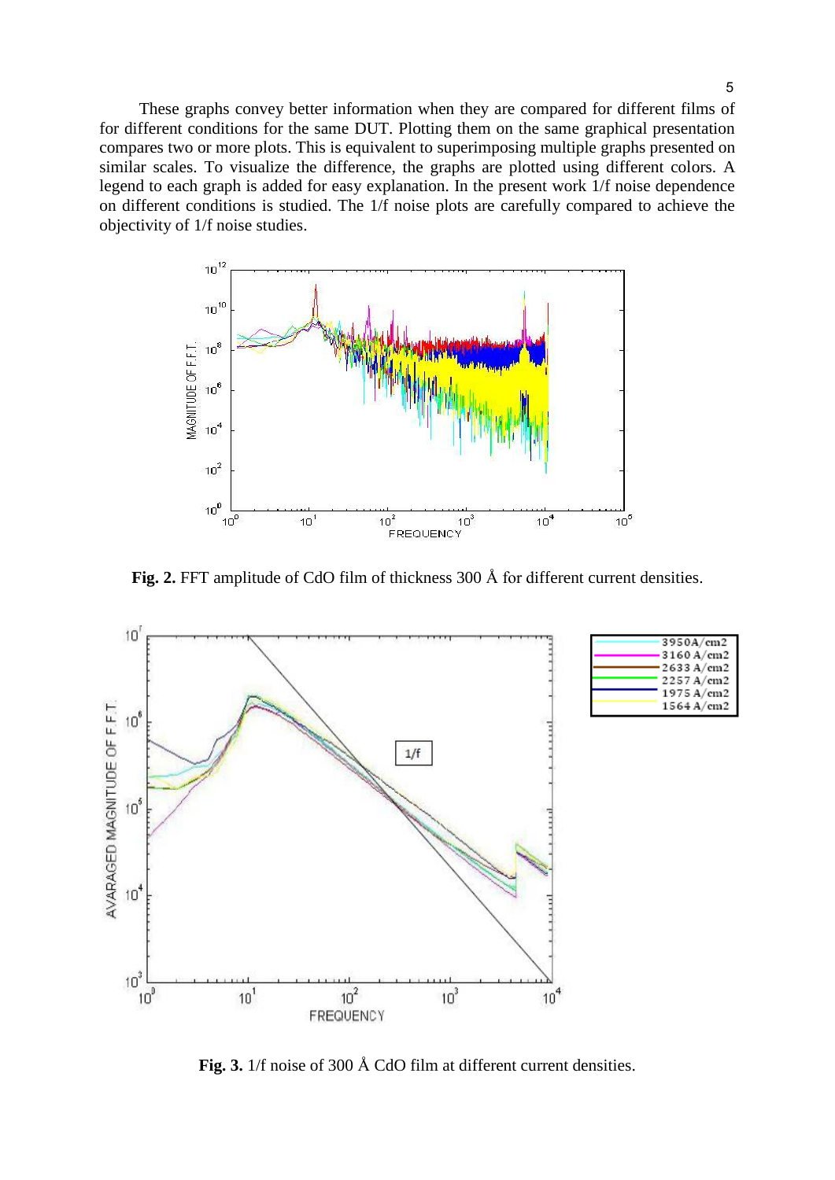These graphs convey better information when they are compared for different films of for different conditions for the same DUT. Plotting them on the same graphical presentation compares two or more plots. This is equivalent to superimposing multiple graphs presented on similar scales. To visualize the difference, the graphs are plotted using different colors. A legend to each graph is added for easy explanation. In the present work 1/f noise dependence on different conditions is studied. The 1/f noise plots are carefully compared to achieve the objectivity of 1/f noise studies.

**Fig. 2.** FFT amplitude of CdO film of thickness 300 Å for different current densities.

**Fig. 3.** 1/f noise of 300 Å CdO film at different current densities.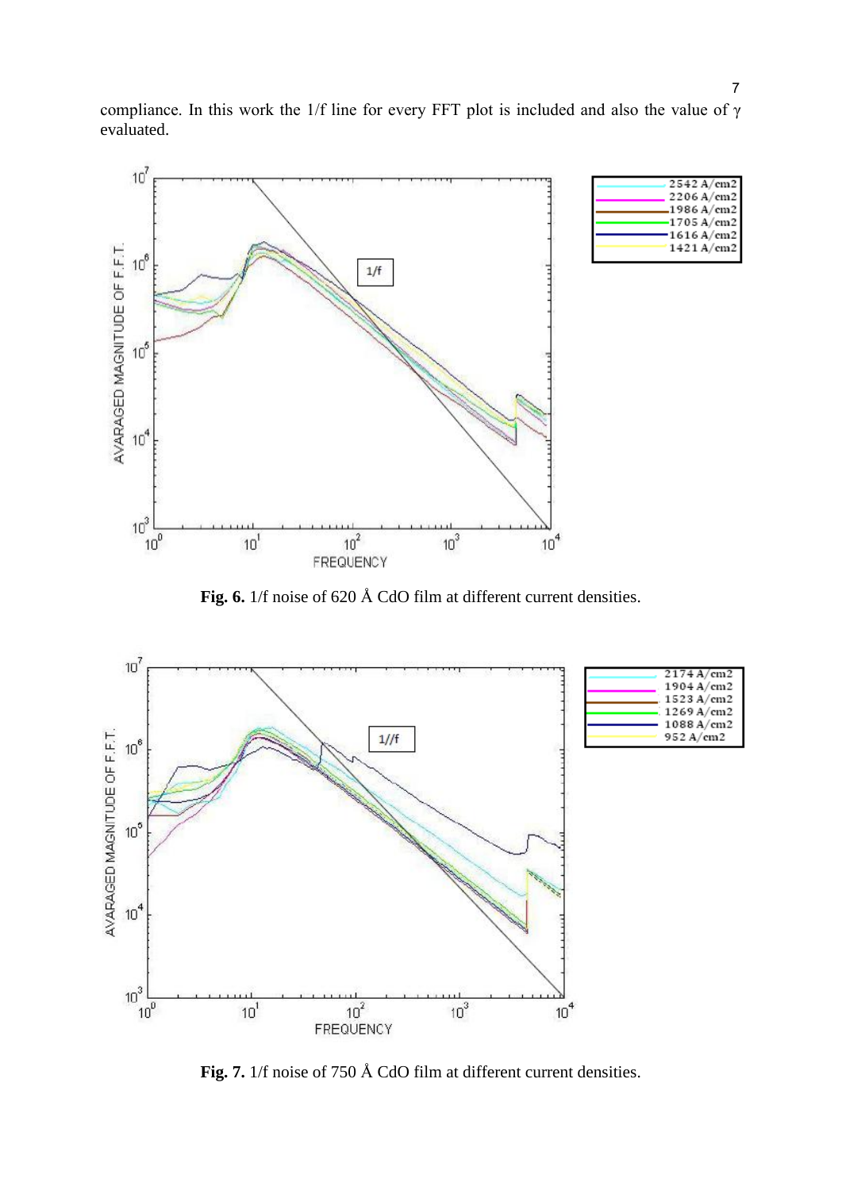compliance. In this work the 1/f line for every FFT plot is included and also the value of γ evaluated.

**Fig. 6.** 1/f noise of 620 Å CdO film at different current densities.

**Fig. 7.** 1/f noise of 750 Å CdO film at different current densities.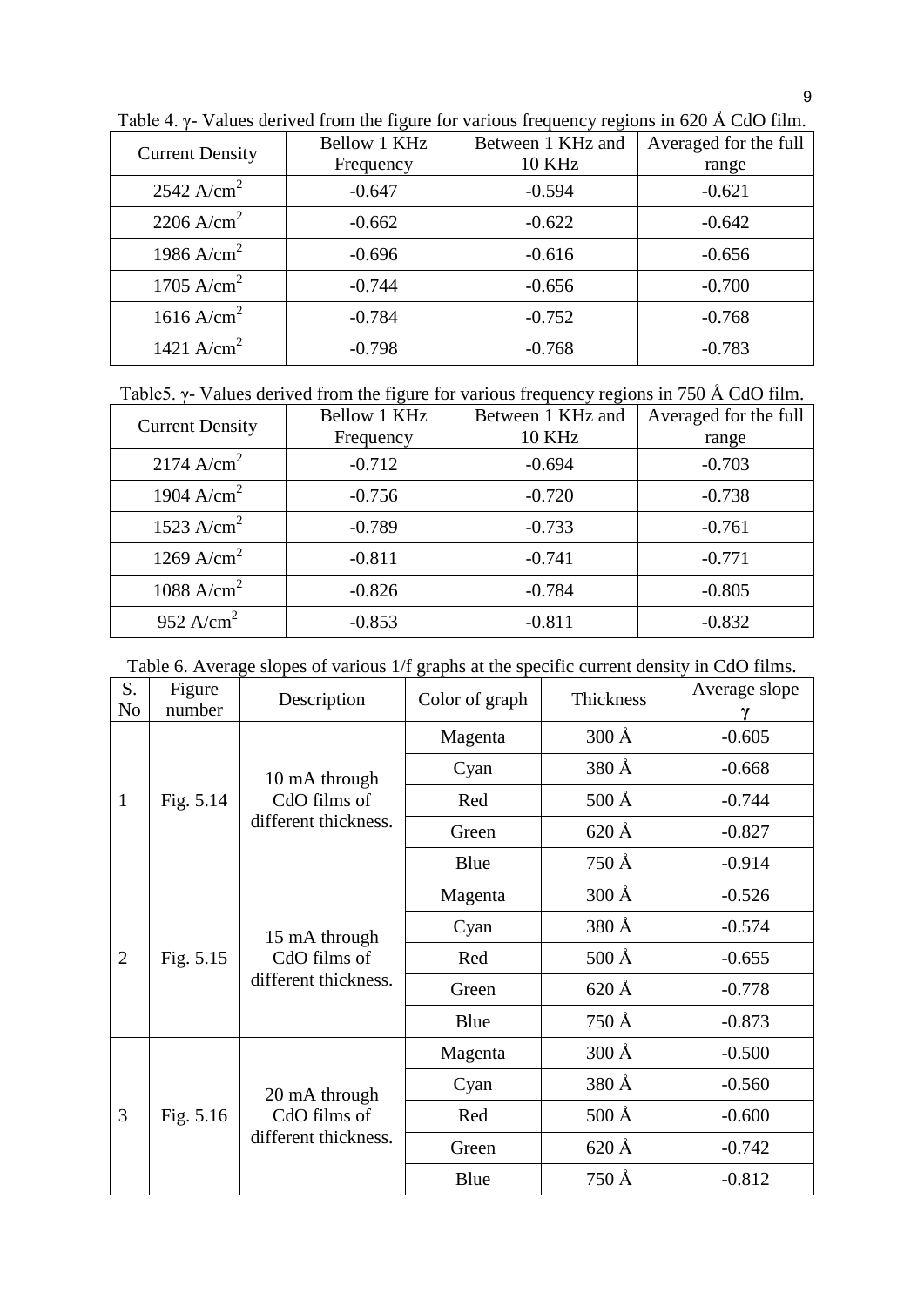Table 4. γ- Values derived from the figure for various frequency regions in 620 Å CdO film.

| Current Density | Bellow 1 KHz Frequency | Between 1 KHz and 10 KHz | Averaged for the full range |
|---|---|---|---|
| 2542 $A/cm^2$ | -0.647 | -0.594 | -0.621 |
| 2206 $A/cm^2$ | -0.662 | -0.622 | -0.642 |
| 1986 $A/cm^2$ | -0.696 | -0.616 | -0.656 |
| 1705 $A/cm^2$ | -0.744 | -0.656 | -0.700 |
| 1616 $A/cm^2$ | -0.784 | -0.752 | -0.768 |
| 1421 $A/cm^2$ | -0.798 | -0.768 | -0.783 |

Table5. γ- Values derived from the figure for various frequency regions in 750 Å CdO film.

| Current Density | Bellow 1 KHz Frequency | Between 1 KHz and 10 KHz | Averaged for the full range |
|---|---|---|---|
| 2174 $A/cm^2$ | -0.712 | -0.694 | -0.703 |
| 1904 $A/cm^2$ | -0.756 | -0.720 | -0.738 |
| 1523 $A/cm^2$ | -0.789 | -0.733 | -0.761 |
| 1269 $A/cm^2$ | -0.811 | -0.741 | -0.771 |
| 1088 $A/cm^2$ | -0.826 | -0.784 | -0.805 |
| 952 $A/cm^2$ | -0.853 | -0.811 | -0.832 |

Table 6. Average slopes of various 1/f graphs at the specific current density in CdO films.

| S. No | Figure number | Description | Color of graph | Thickness | Average slope γ |
|---|---|---|---|---|---|
| 1 | Fig. 5.14 | 10 mA through CdO films of different thickness. | Magenta | 300 Å | -0.605 |
| | | | Cyan | 380 Å | -0.668 |
| | | | Red | 500 Å | -0.744 |
| | | | Green | 620 Å | -0.827 |
| | | | Blue | 750 Å | -0.914 |
| 2 | Fig. 5.15 | 15 mA through CdO films of different thickness. | Magenta | 300 Å | -0.526 |
| | | | Cyan | 380 Å | -0.574 |
| | | | Red | 500 Å | -0.655 |
| | | | Green | 620 Å | -0.778 |
| | | | Blue | 750 Å | -0.873 |
| 3 | Fig. 5.16 | 20 mA through CdO films of different thickness. | Magenta | 300 Å | -0.500 |
| | | | Cyan | 380 Å | -0.560 |
| | | | Red | 500 Å | -0.600 |
| | | | Green | 620 Å | -0.742 |
| | | | Blue | 750 Å | -0.812 |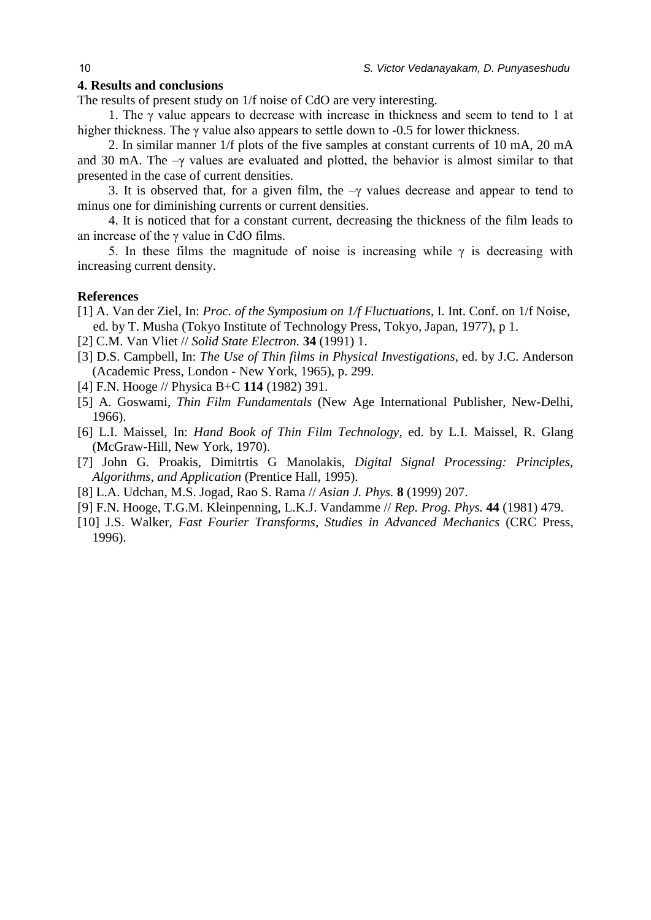## 4. Results and conclusions

The results of present study on 1/f noise of CdO are very interesting.

1. The $\gamma$ value appears to decrease with increase in thickness and seem to tend to 1 at higher thickness. The $\gamma$ value also appears to settle down to -0.5 for lower thickness.

2. In similar manner 1/f plots of the five samples at constant currents of 10 mA, 20 mA and 30 mA. The $-\gamma$ values are evaluated and plotted, the behavior is almost similar to that presented in the case of current densities.

3. It is observed that, for a given film, the $-\gamma$ values decrease and appear to tend to minus one for diminishing currents or current densities.

4. It is noticed that for a constant current, decreasing the thickness of the film leads to an increase of the $\gamma$ value in CdO films.

5. In these films the magnitude of noise is increasing while $\gamma$ is decreasing with increasing current density.

## References

[1] A. Van der Ziel, In: *Proc. of the Symposium on 1/f Fluctuations*, I. Int. Conf. on 1/f Noise, ed. by T. Musha (Tokyo Institute of Technology Press, Tokyo, Japan, 1977), p 1.

[2] C.M. Van Vliet // *Solid State Electron.* **34** (1991) 1.

[3] D.S. Campbell, In: *The Use of Thin films in Physical Investigations*, ed. by J.C. Anderson (Academic Press, London - New York, 1965), p. 299.

[4] F.N. Hooge // Physica B+C **114** (1982) 391.

[5] A. Goswami, *Thin Film Fundamentals* (New Age International Publisher, New-Delhi, 1966).

[6] L.I. Maissel, In: *Hand Book of Thin Film Technology*, ed. by L.I. Maissel, R. Glang (McGraw-Hill, New York, 1970).

[7] John G. Proakis, Dimitrtis G Manolakis, *Digital Signal Processing: Principles, Algorithms, and Application* (Prentice Hall, 1995).

[8] L.A. Udchan, M.S. Jogad, Rao S. Rama // *Asian J. Phys.* **8** (1999) 207.

[9] F.N. Hooge, T.G.M. Kleinpenning, L.K.J. Vandamme // *Rep. Prog. Phys.* **44** (1981) 479.

[10] J.S. Walker, *Fast Fourier Transforms, Studies in Advanced Mechanics* (CRC Press, 1996).